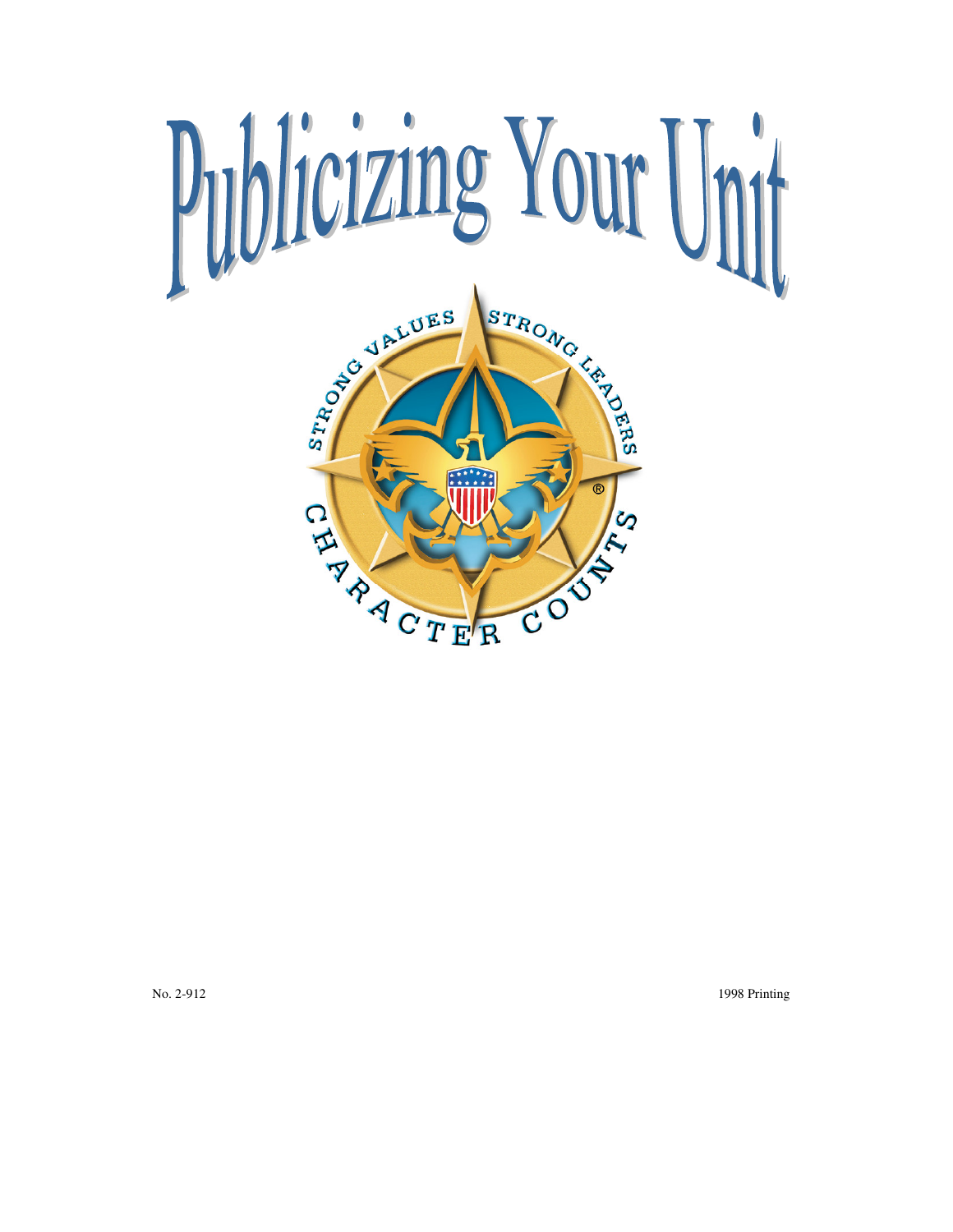# Publicizing Your Unit

STRONG VALUES STRONG LEADERS CHARACTER COUNTS®

No. 2-912 1998 Printing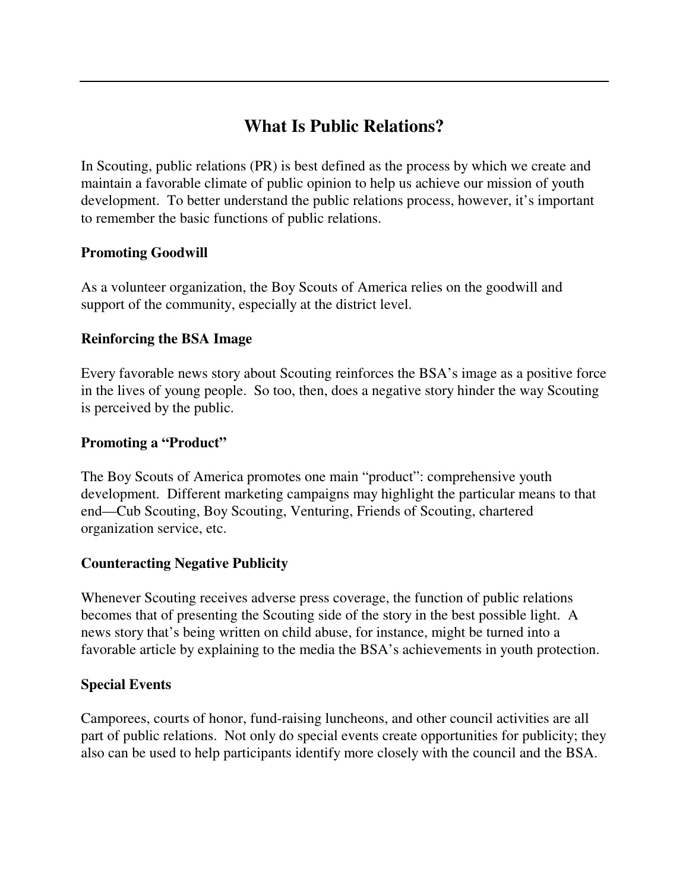# What Is Public Relations?

In Scouting, public relations (PR) is best defined as the process by which we create and maintain a favorable climate of public opinion to help us achieve our mission of youth development. To better understand the public relations process, however, it's important to remember the basic functions of public relations.

**Promoting Goodwill**

As a volunteer organization, the Boy Scouts of America relies on the goodwill and support of the community, especially at the district level.

**Reinforcing the BSA Image**

Every favorable news story about Scouting reinforces the BSA's image as a positive force in the lives of young people. So too, then, does a negative story hinder the way Scouting is perceived by the public.

**Promoting a "Product"**

The Boy Scouts of America promotes one main "product": comprehensive youth development. Different marketing campaigns may highlight the particular means to that end—Cub Scouting, Boy Scouting, Venturing, Friends of Scouting, chartered organization service, etc.

**Counteracting Negative Publicity**

Whenever Scouting receives adverse press coverage, the function of public relations becomes that of presenting the Scouting side of the story in the best possible light. A news story that's being written on child abuse, for instance, might be turned into a favorable article by explaining to the media the BSA's achievements in youth protection.

**Special Events**

Camporees, courts of honor, fund-raising luncheons, and other council activities are all part of public relations. Not only do special events create opportunities for publicity; they also can be used to help participants identify more closely with the council and the BSA.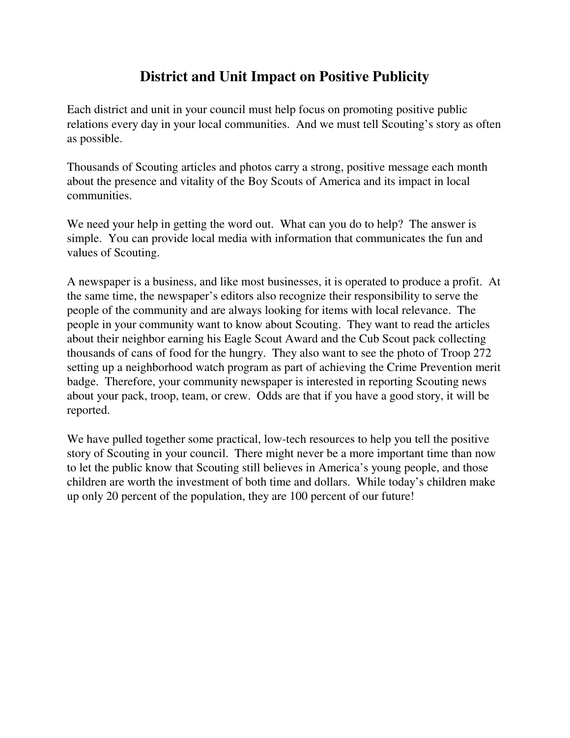# District and Unit Impact on Positive Publicity

Each district and unit in your council must help focus on promoting positive public relations every day in your local communities. And we must tell Scouting's story as often as possible.

Thousands of Scouting articles and photos carry a strong, positive message each month about the presence and vitality of the Boy Scouts of America and its impact in local communities.

We need your help in getting the word out. What can you do to help? The answer is simple. You can provide local media with information that communicates the fun and values of Scouting.

A newspaper is a business, and like most businesses, it is operated to produce a profit. At the same time, the newspaper's editors also recognize their responsibility to serve the people of the community and are always looking for items with local relevance. The people in your community want to know about Scouting. They want to read the articles about their neighbor earning his Eagle Scout Award and the Cub Scout pack collecting thousands of cans of food for the hungry. They also want to see the photo of Troop 272 setting up a neighborhood watch program as part of achieving the Crime Prevention merit badge. Therefore, your community newspaper is interested in reporting Scouting news about your pack, troop, team, or crew. Odds are that if you have a good story, it will be reported.

We have pulled together some practical, low-tech resources to help you tell the positive story of Scouting in your council. There might never be a more important time than now to let the public know that Scouting still believes in America's young people, and those children are worth the investment of both time and dollars. While today's children make up only 20 percent of the population, they are 100 percent of our future!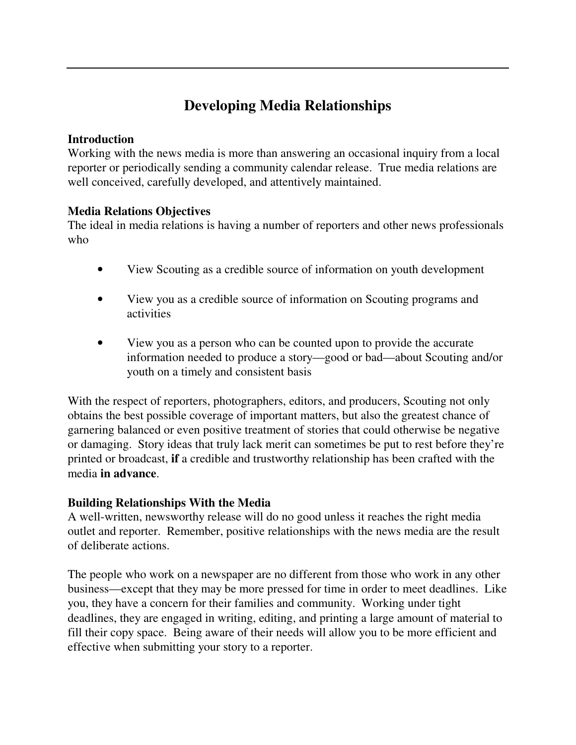# Developing Media Relationships

### Introduction

Working with the news media is more than answering an occasional inquiry from a local reporter or periodically sending a community calendar release. True media relations are well conceived, carefully developed, and attentively maintained.

### Media Relations Objectives

The ideal in media relations is having a number of reporters and other news professionals who

- View Scouting as a credible source of information on youth development
- View you as a credible source of information on Scouting programs and activities
- View you as a person who can be counted upon to provide the accurate information needed to produce a story—good or bad—about Scouting and/or youth on a timely and consistent basis

With the respect of reporters, photographers, editors, and producers, Scouting not only obtains the best possible coverage of important matters, but also the greatest chance of garnering balanced or even positive treatment of stories that could otherwise be negative or damaging. Story ideas that truly lack merit can sometimes be put to rest before they're printed or broadcast, **if** a credible and trustworthy relationship has been crafted with the media **in advance**.

### Building Relationships With the Media

A well-written, newsworthy release will do no good unless it reaches the right media outlet and reporter. Remember, positive relationships with the news media are the result of deliberate actions.

The people who work on a newspaper are no different from those who work in any other business—except that they may be more pressed for time in order to meet deadlines. Like you, they have a concern for their families and community. Working under tight deadlines, they are engaged in writing, editing, and printing a large amount of material to fill their copy space. Being aware of their needs will allow you to be more efficient and effective when submitting your story to a reporter.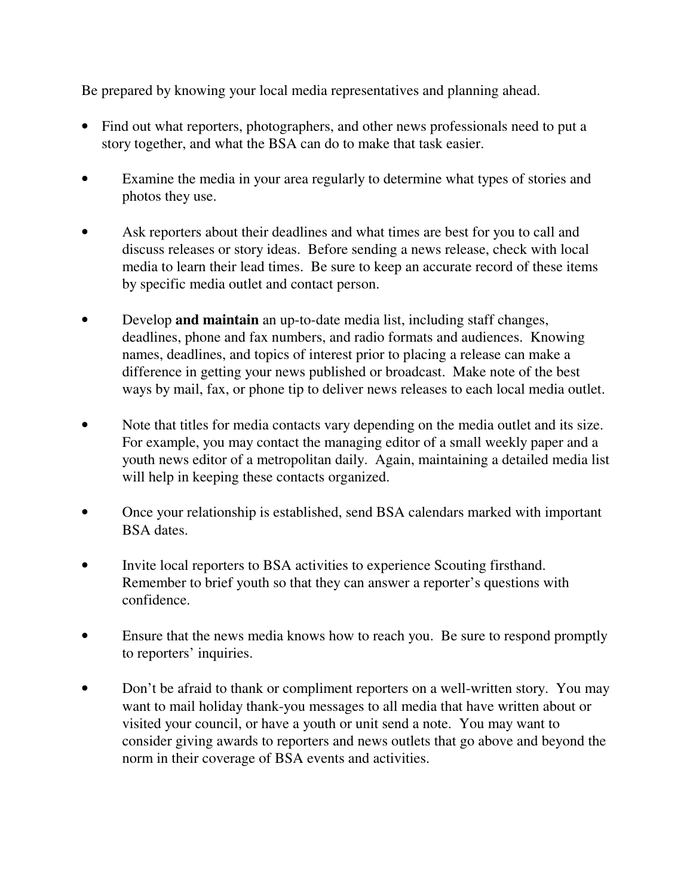Be prepared by knowing your local media representatives and planning ahead.

- Find out what reporters, photographers, and other news professionals need to put a story together, and what the BSA can do to make that task easier.

- Examine the media in your area regularly to determine what types of stories and photos they use.

- Ask reporters about their deadlines and what times are best for you to call and discuss releases or story ideas. Before sending a news release, check with local media to learn their lead times. Be sure to keep an accurate record of these items by specific media outlet and contact person.

- Develop **and maintain** an up-to-date media list, including staff changes, deadlines, phone and fax numbers, and radio formats and audiences. Knowing names, deadlines, and topics of interest prior to placing a release can make a difference in getting your news published or broadcast. Make note of the best ways by mail, fax, or phone tip to deliver news releases to each local media outlet.

- Note that titles for media contacts vary depending on the media outlet and its size. For example, you may contact the managing editor of a small weekly paper and a youth news editor of a metropolitan daily. Again, maintaining a detailed media list will help in keeping these contacts organized.

- Once your relationship is established, send BSA calendars marked with important BSA dates.

- Invite local reporters to BSA activities to experience Scouting firsthand. Remember to brief youth so that they can answer a reporter's questions with confidence.

- Ensure that the news media knows how to reach you. Be sure to respond promptly to reporters' inquiries.

- Don't be afraid to thank or compliment reporters on a well-written story. You may want to mail holiday thank-you messages to all media that have written about or visited your council, or have a youth or unit send a note. You may want to consider giving awards to reporters and news outlets that go above and beyond the norm in their coverage of BSA events and activities.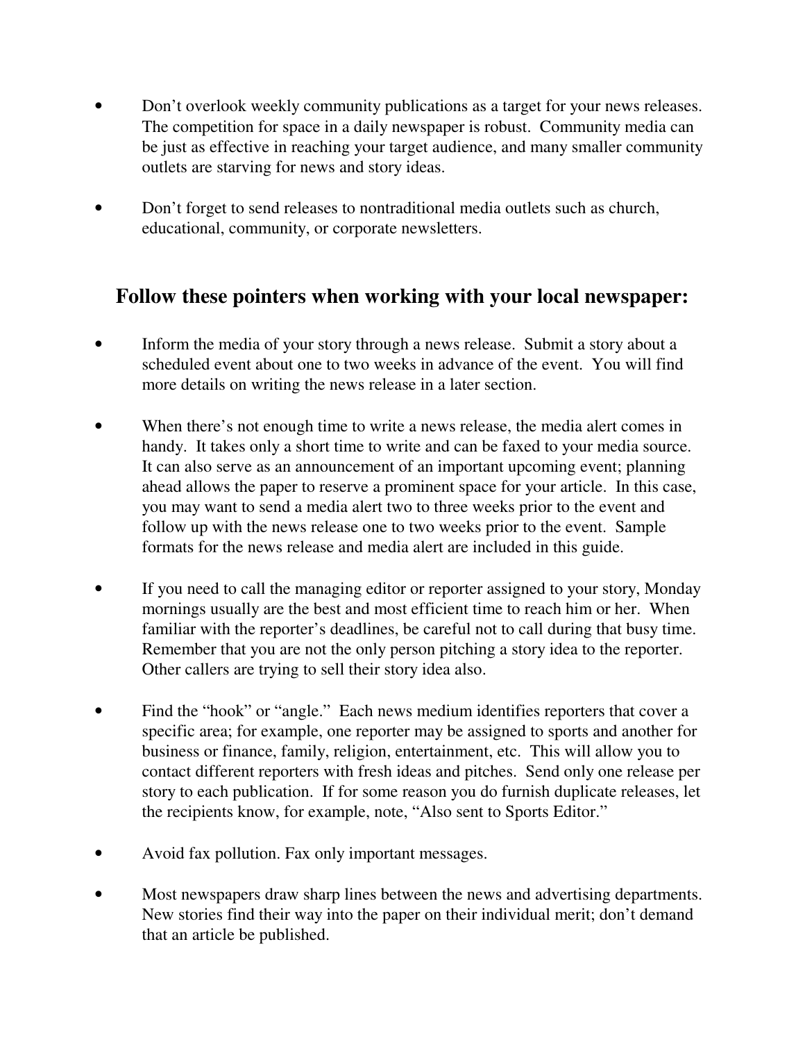- Don't overlook weekly community publications as a target for your news releases. The competition for space in a daily newspaper is robust. Community media can be just as effective in reaching your target audience, and many smaller community outlets are starving for news and story ideas.

- Don't forget to send releases to nontraditional media outlets such as church, educational, community, or corporate newsletters.

## Follow these pointers when working with your local newspaper:

- Inform the media of your story through a news release. Submit a story about a scheduled event about one to two weeks in advance of the event. You will find more details on writing the news release in a later section.

- When there's not enough time to write a news release, the media alert comes in handy. It takes only a short time to write and can be faxed to your media source. It can also serve as an announcement of an important upcoming event; planning ahead allows the paper to reserve a prominent space for your article. In this case, you may want to send a media alert two to three weeks prior to the event and follow up with the news release one to two weeks prior to the event. Sample formats for the news release and media alert are included in this guide.

- If you need to call the managing editor or reporter assigned to your story, Monday mornings usually are the best and most efficient time to reach him or her. When familiar with the reporter's deadlines, be careful not to call during that busy time. Remember that you are not the only person pitching a story idea to the reporter. Other callers are trying to sell their story idea also.

- Find the "hook" or "angle." Each news medium identifies reporters that cover a specific area; for example, one reporter may be assigned to sports and another for business or finance, family, religion, entertainment, etc. This will allow you to contact different reporters with fresh ideas and pitches. Send only one release per story to each publication. If for some reason you do furnish duplicate releases, let the recipients know, for example, note, "Also sent to Sports Editor."

- Avoid fax pollution. Fax only important messages.

- Most newspapers draw sharp lines between the news and advertising departments. New stories find their way into the paper on their individual merit; don't demand that an article be published.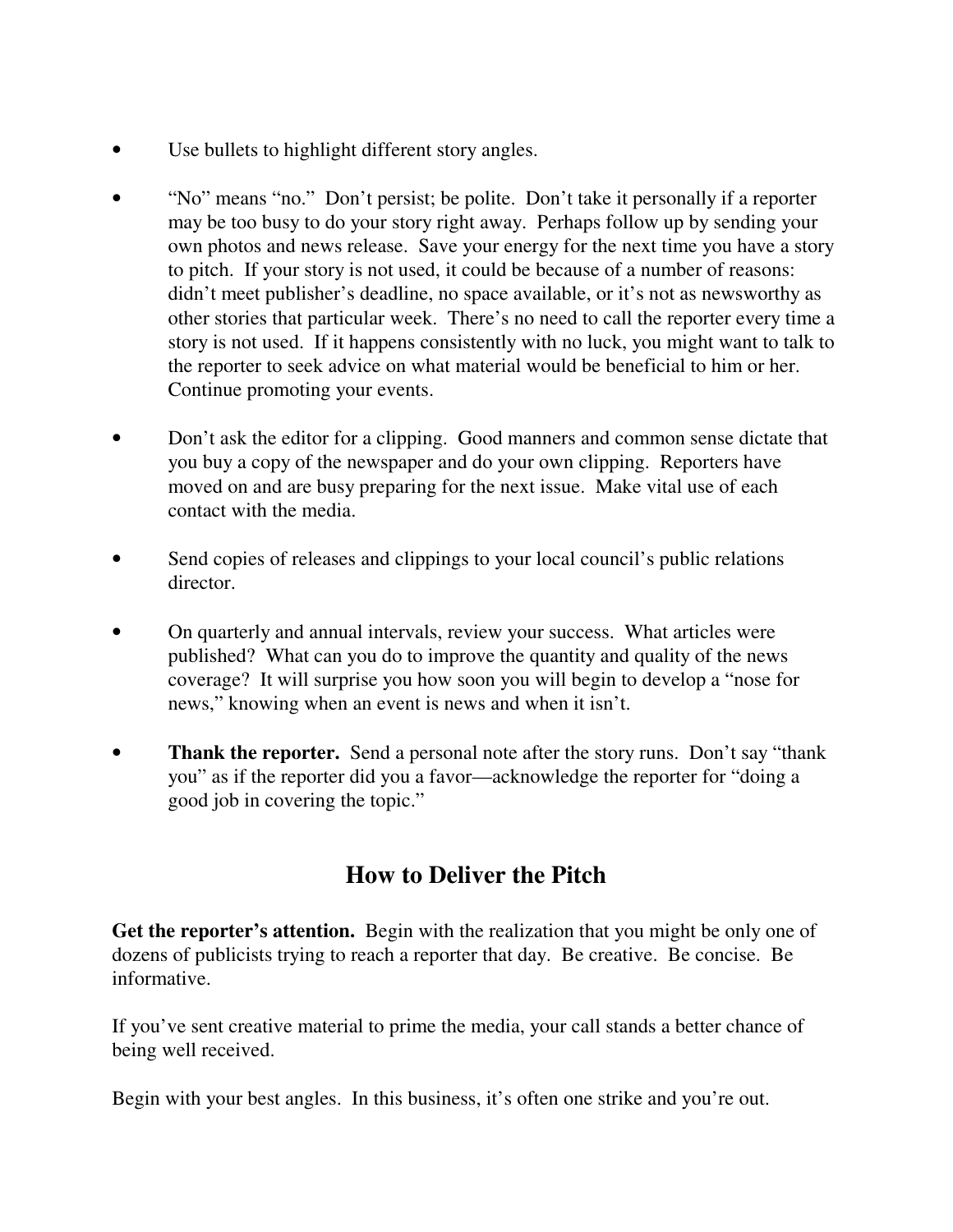- Use bullets to highlight different story angles.

- "No" means "no." Don't persist; be polite. Don't take it personally if a reporter may be too busy to do your story right away. Perhaps follow up by sending your own photos and news release. Save your energy for the next time you have a story to pitch. If your story is not used, it could be because of a number of reasons: didn't meet publisher's deadline, no space available, or it's not as newsworthy as other stories that particular week. There's no need to call the reporter every time a story is not used. If it happens consistently with no luck, you might want to talk to the reporter to seek advice on what material would be beneficial to him or her. Continue promoting your events.

- Don't ask the editor for a clipping. Good manners and common sense dictate that you buy a copy of the newspaper and do your own clipping. Reporters have moved on and are busy preparing for the next issue. Make vital use of each contact with the media.

- Send copies of releases and clippings to your local council's public relations director.

- On quarterly and annual intervals, review your success. What articles were published? What can you do to improve the quantity and quality of the news coverage? It will surprise you how soon you will begin to develop a "nose for news," knowing when an event is news and when it isn't.

- **Thank the reporter.** Send a personal note after the story runs. Don't say "thank you" as if the reporter did you a favor—acknowledge the reporter for "doing a good job in covering the topic."

## How to Deliver the Pitch

**Get the reporter's attention.** Begin with the realization that you might be only one of dozens of publicists trying to reach a reporter that day. Be creative. Be concise. Be informative.

If you've sent creative material to prime the media, your call stands a better chance of being well received.

Begin with your best angles. In this business, it's often one strike and you're out.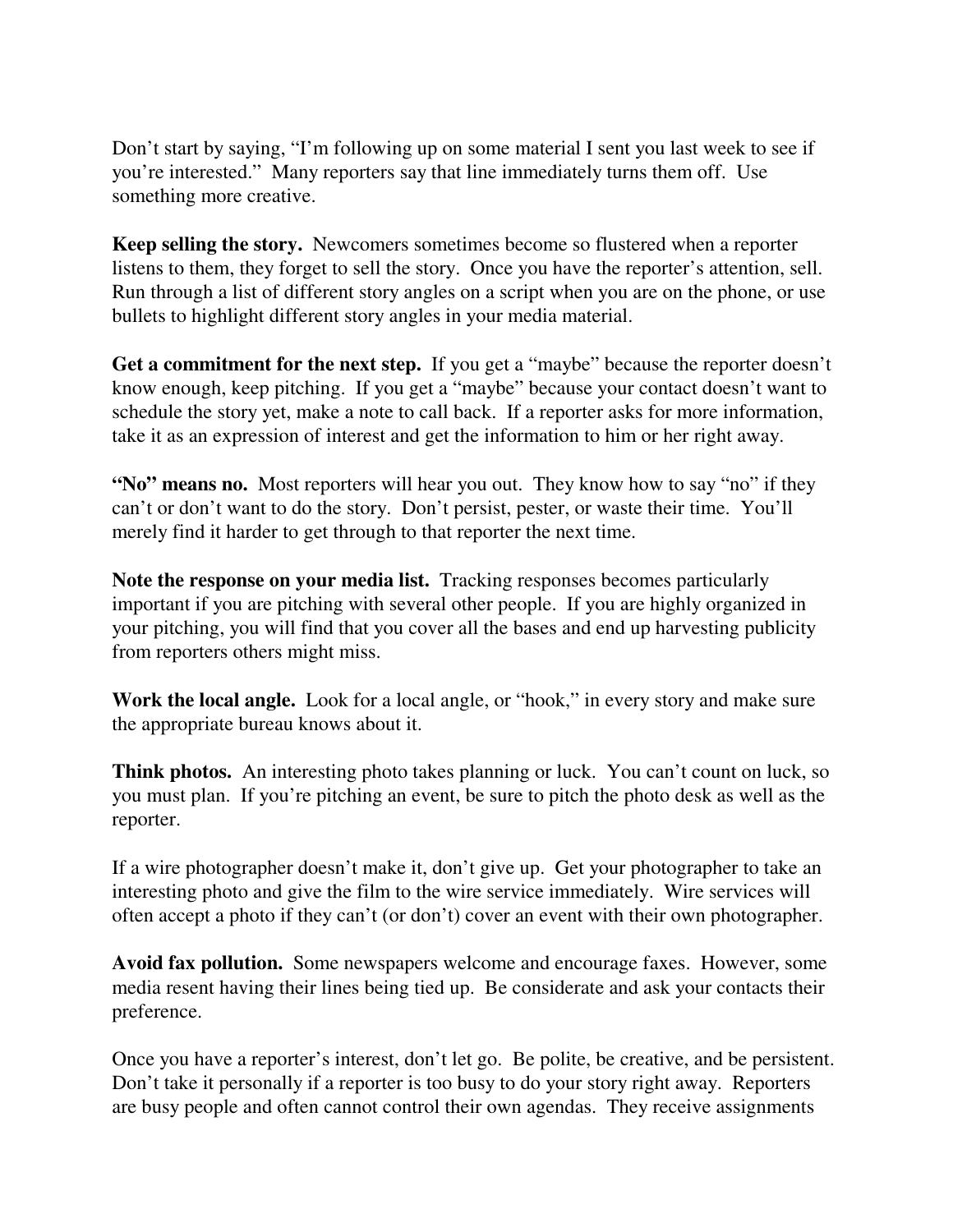Don't start by saying, "I'm following up on some material I sent you last week to see if you're interested." Many reporters say that line immediately turns them off. Use something more creative.

**Keep selling the story.** Newcomers sometimes become so flustered when a reporter listens to them, they forget to sell the story. Once you have the reporter's attention, sell. Run through a list of different story angles on a script when you are on the phone, or use bullets to highlight different story angles in your media material.

**Get a commitment for the next step.** If you get a "maybe" because the reporter doesn't know enough, keep pitching. If you get a "maybe" because your contact doesn't want to schedule the story yet, make a note to call back. If a reporter asks for more information, take it as an expression of interest and get the information to him or her right away.

**"No" means no.** Most reporters will hear you out. They know how to say "no" if they can't or don't want to do the story. Don't persist, pester, or waste their time. You'll merely find it harder to get through to that reporter the next time.

**Note the response on your media list.** Tracking responses becomes particularly important if you are pitching with several other people. If you are highly organized in your pitching, you will find that you cover all the bases and end up harvesting publicity from reporters others might miss.

**Work the local angle.** Look for a local angle, or "hook," in every story and make sure the appropriate bureau knows about it.

**Think photos.** An interesting photo takes planning or luck. You can't count on luck, so you must plan. If you're pitching an event, be sure to pitch the photo desk as well as the reporter.

If a wire photographer doesn't make it, don't give up. Get your photographer to take an interesting photo and give the film to the wire service immediately. Wire services will often accept a photo if they can't (or don't) cover an event with their own photographer.

**Avoid fax pollution.** Some newspapers welcome and encourage faxes. However, some media resent having their lines being tied up. Be considerate and ask your contacts their preference.

Once you have a reporter's interest, don't let go. Be polite, be creative, and be persistent. Don't take it personally if a reporter is too busy to do your story right away. Reporters are busy people and often cannot control their own agendas. They receive assignments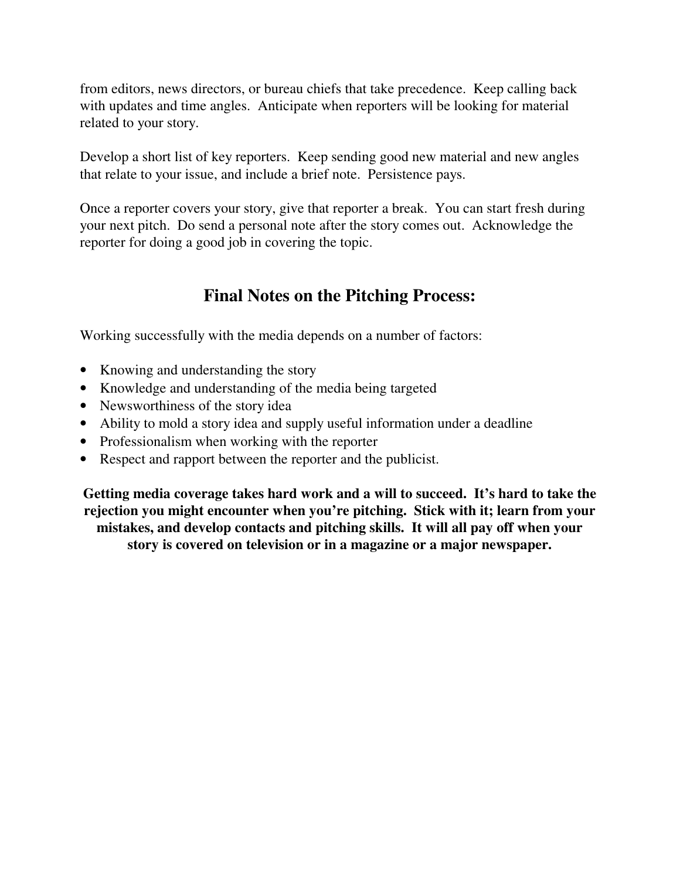from editors, news directors, or bureau chiefs that take precedence. Keep calling back with updates and time angles. Anticipate when reporters will be looking for material related to your story.

Develop a short list of key reporters. Keep sending good new material and new angles that relate to your issue, and include a brief note. Persistence pays.

Once a reporter covers your story, give that reporter a break. You can start fresh during your next pitch. Do send a personal note after the story comes out. Acknowledge the reporter for doing a good job in covering the topic.

## Final Notes on the Pitching Process:

Working successfully with the media depends on a number of factors:

- Knowing and understanding the story
- Knowledge and understanding of the media being targeted
- Newsworthiness of the story idea
- Ability to mold a story idea and supply useful information under a deadline
- Professionalism when working with the reporter
- Respect and rapport between the reporter and the publicist.

**Getting media coverage takes hard work and a will to succeed. It's hard to take the rejection you might encounter when you're pitching. Stick with it; learn from your mistakes, and develop contacts and pitching skills. It will all pay off when your story is covered on television or in a magazine or a major newspaper.**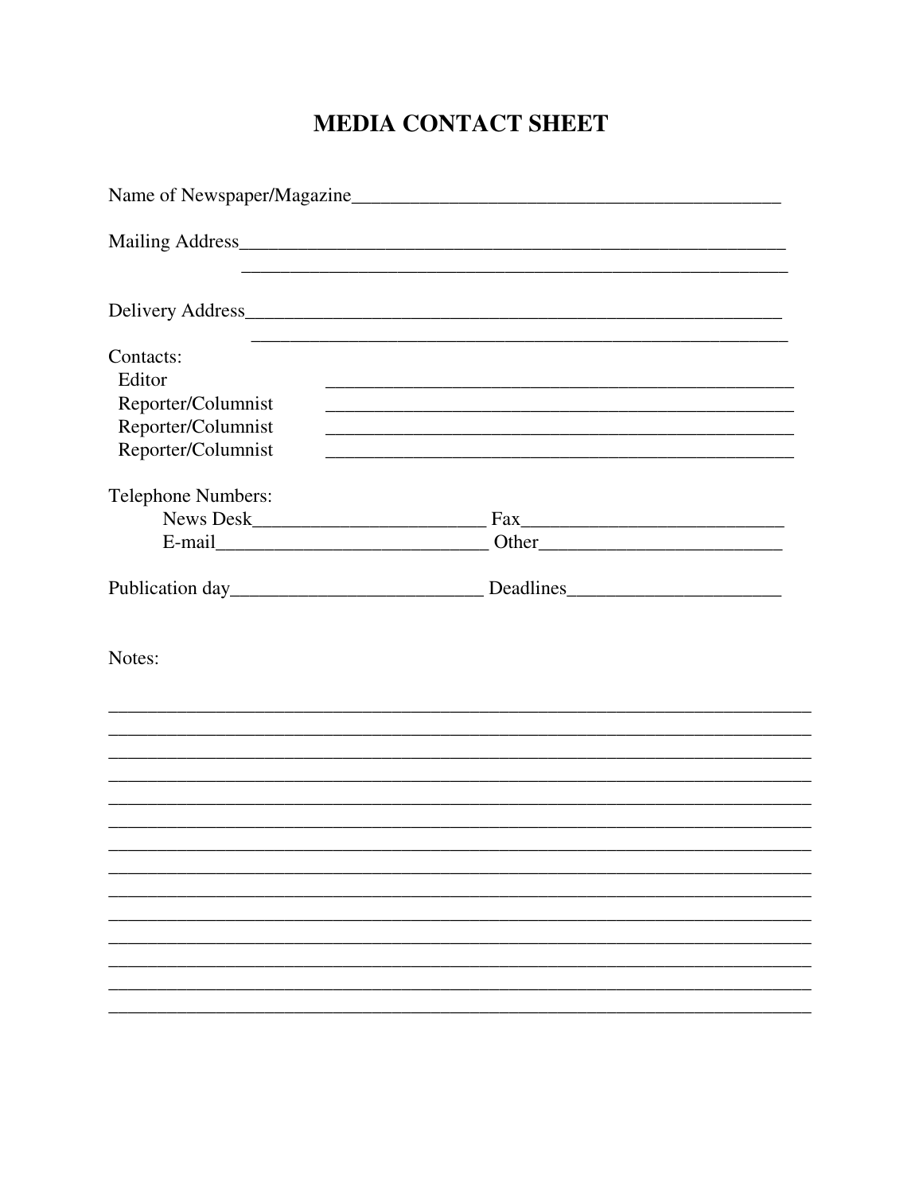# MEDIA CONTACT SHEET

Name of Newspaper/Magazine_____________________________________________

Mailing Address_________________________________________________________
_________________________________________________________

Delivery Address________________________________________________________
_________________________________________________________

Contacts:
Editor _________________________________________________
Reporter/Columnist _________________________________________________
Reporter/Columnist _________________________________________________
Reporter/Columnist _________________________________________________

Telephone Numbers:
News Desk________________________ Fax___________________________
E-mail____________________________ Other_________________________

Publication day__________________________ Deadlines______________________

Notes:

___________________________________________________________________________
___________________________________________________________________________
___________________________________________________________________________
___________________________________________________________________________
___________________________________________________________________________
___________________________________________________________________________
___________________________________________________________________________
___________________________________________________________________________
___________________________________________________________________________
___________________________________________________________________________
___________________________________________________________________________
___________________________________________________________________________
___________________________________________________________________________
___________________________________________________________________________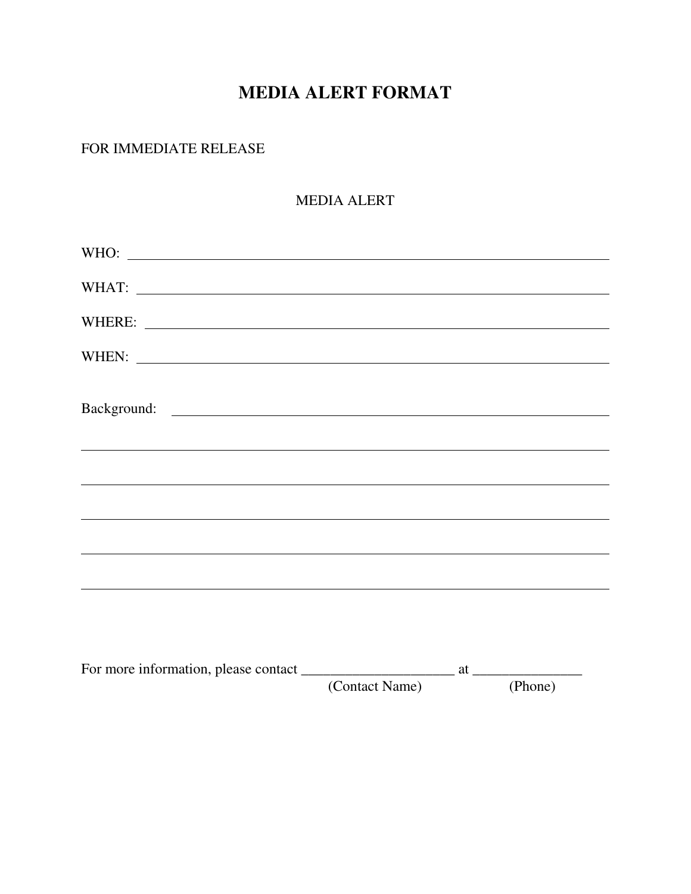# MEDIA ALERT FORMAT

FOR IMMEDIATE RELEASE

MEDIA ALERT

WHO: ______________________________________________________________

WHAT: ______________________________________________________________

WHERE: ______________________________________________________________

WHEN: ______________________________________________________________

Background: ______________________________________________________________

______________________________________________________________

______________________________________________________________

______________________________________________________________

______________________________________________________________

______________________________________________________________

For more information, please contact _____________________ at _______________
(Contact Name) (Phone)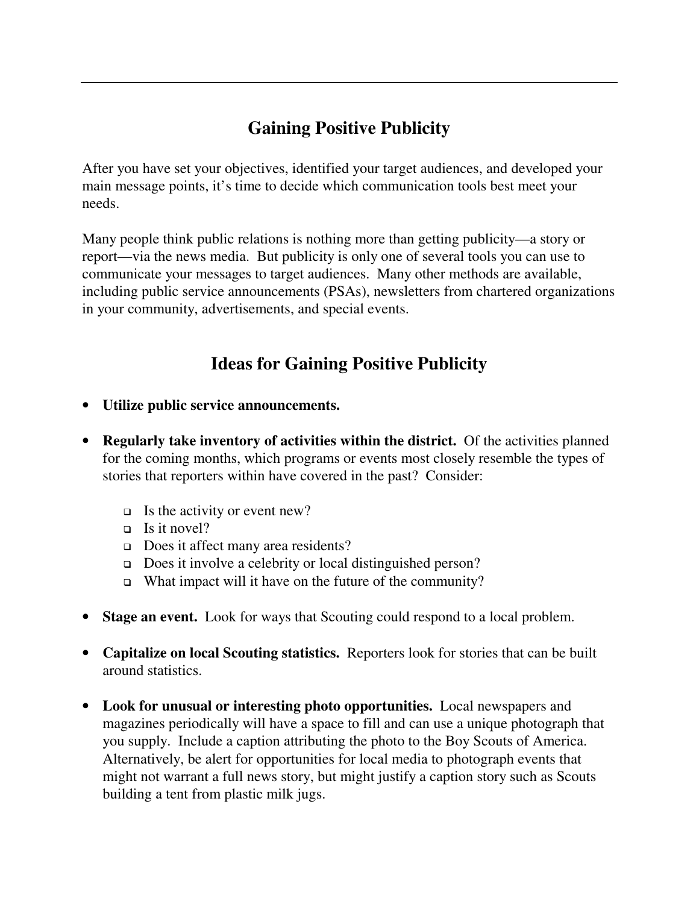## Gaining Positive Publicity

After you have set your objectives, identified your target audiences, and developed your main message points, it's time to decide which communication tools best meet your needs.

Many people think public relations is nothing more than getting publicity—a story or report—via the news media. But publicity is only one of several tools you can use to communicate your messages to target audiences. Many other methods are available, including public service announcements (PSAs), newsletters from chartered organizations in your community, advertisements, and special events.

## Ideas for Gaining Positive Publicity

- **Utilize public service announcements.**
- **Regularly take inventory of activities within the district.** Of the activities planned for the coming months, which programs or events most closely resemble the types of stories that reporters within have covered in the past? Consider:
  - Is the activity or event new?
  - Is it novel?
  - Does it affect many area residents?
  - Does it involve a celebrity or local distinguished person?
  - What impact will it have on the future of the community?
- **Stage an event.** Look for ways that Scouting could respond to a local problem.
- **Capitalize on local Scouting statistics.** Reporters look for stories that can be built around statistics.
- **Look for unusual or interesting photo opportunities.** Local newspapers and magazines periodically will have a space to fill and can use a unique photograph that you supply. Include a caption attributing the photo to the Boy Scouts of America. Alternatively, be alert for opportunities for local media to photograph events that might not warrant a full news story, but might justify a caption story such as Scouts building a tent from plastic milk jugs.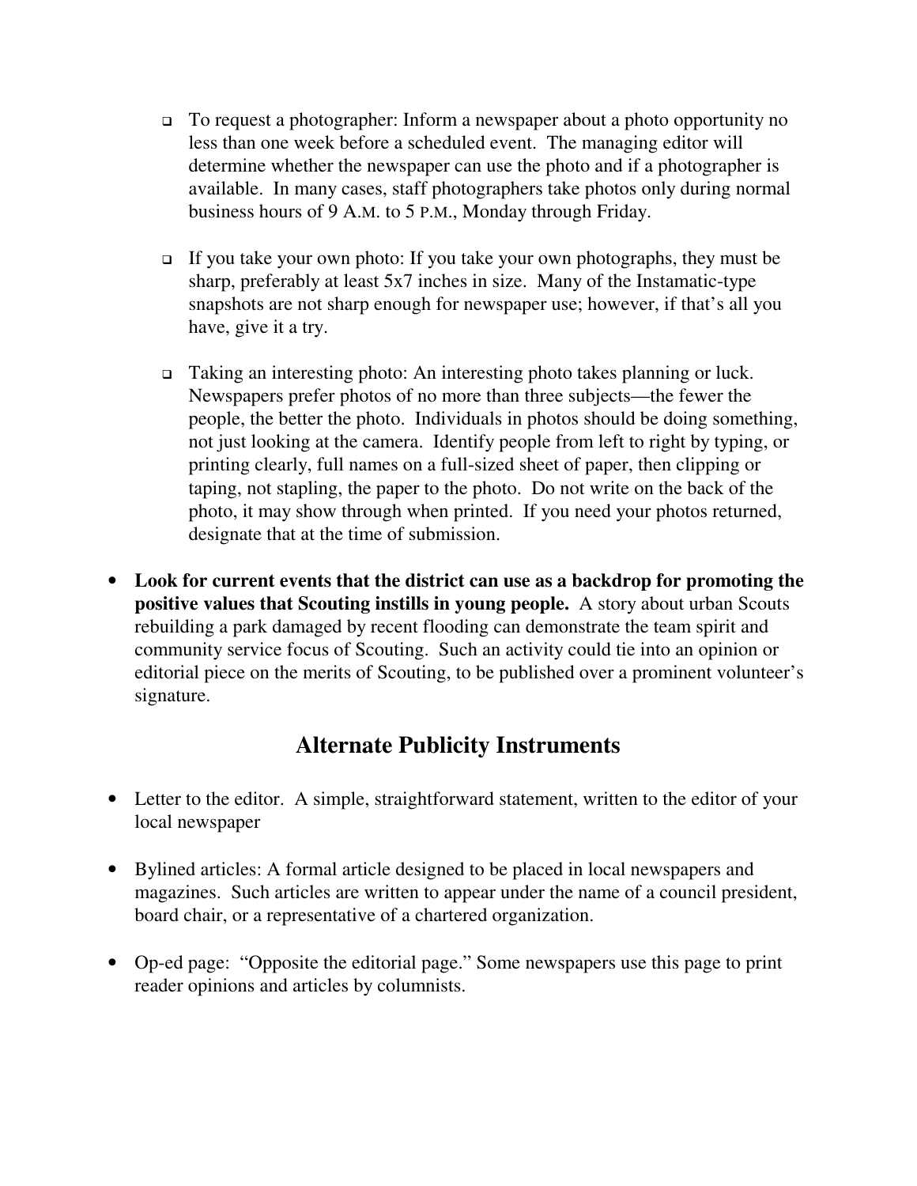- To request a photographer: Inform a newspaper about a photo opportunity no less than one week before a scheduled event. The managing editor will determine whether the newspaper can use the photo and if a photographer is available. In many cases, staff photographers take photos only during normal business hours of 9 A.M. to 5 P.M., Monday through Friday.

- If you take your own photo: If you take your own photographs, they must be sharp, preferably at least 5x7 inches in size. Many of the Instamatic-type snapshots are not sharp enough for newspaper use; however, if that's all you have, give it a try.

- Taking an interesting photo: An interesting photo takes planning or luck. Newspapers prefer photos of no more than three subjects—the fewer the people, the better the photo. Individuals in photos should be doing something, not just looking at the camera. Identify people from left to right by typing, or printing clearly, full names on a full-sized sheet of paper, then clipping or taping, not stapling, the paper to the photo. Do not write on the back of the photo, it may show through when printed. If you need your photos returned, designate that at the time of submission.

- **Look for current events that the district can use as a backdrop for promoting the positive values that Scouting instills in young people.** A story about urban Scouts rebuilding a park damaged by recent flooding can demonstrate the team spirit and community service focus of Scouting. Such an activity could tie into an opinion or editorial piece on the merits of Scouting, to be published over a prominent volunteer's signature.

## Alternate Publicity Instruments

- Letter to the editor. A simple, straightforward statement, written to the editor of your local newspaper

- Bylined articles: A formal article designed to be placed in local newspapers and magazines. Such articles are written to appear under the name of a council president, board chair, or a representative of a chartered organization.

- Op-ed page: "Opposite the editorial page." Some newspapers use this page to print reader opinions and articles by columnists.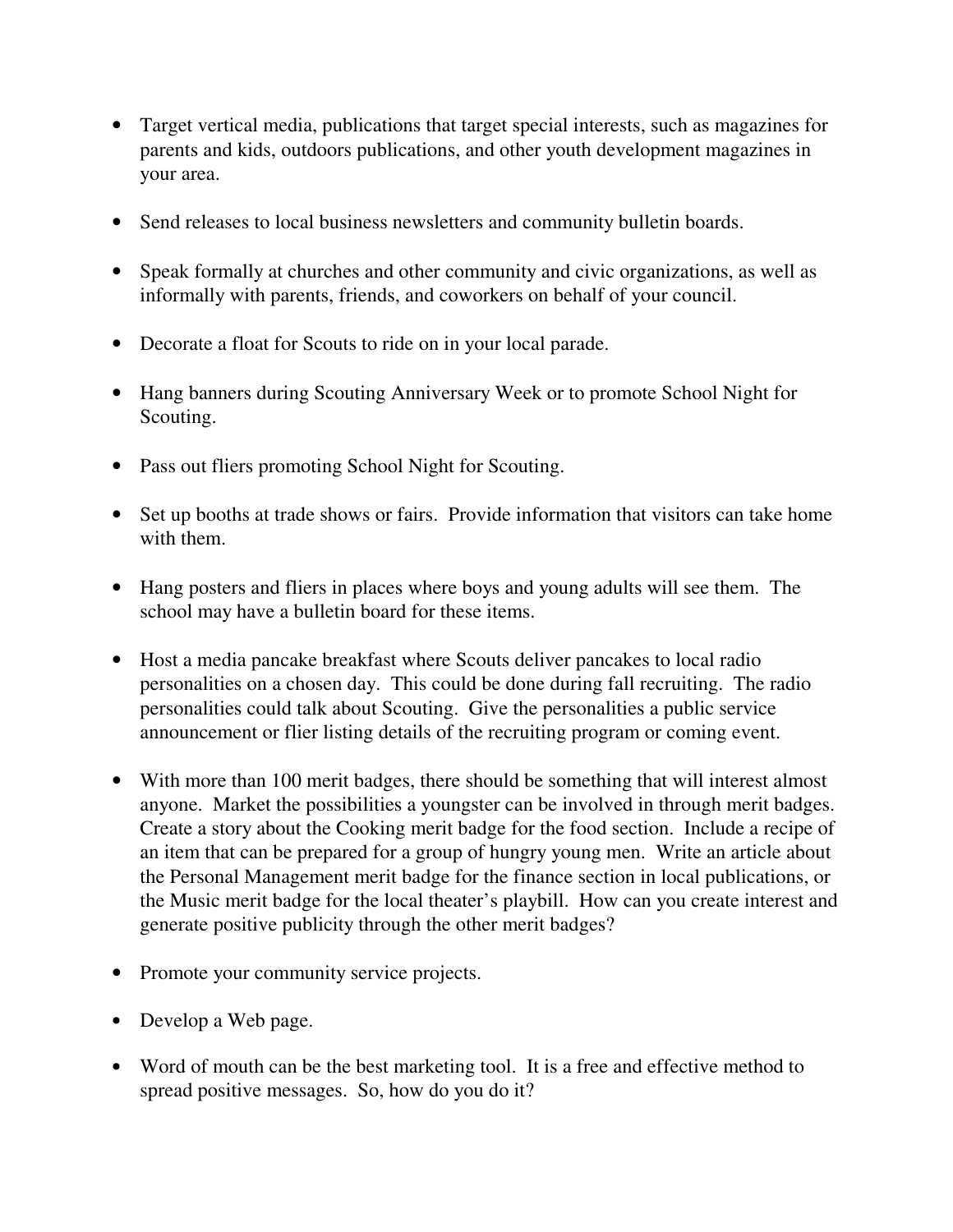- Target vertical media, publications that target special interests, such as magazines for parents and kids, outdoors publications, and other youth development magazines in your area.

- Send releases to local business newsletters and community bulletin boards.

- Speak formally at churches and other community and civic organizations, as well as informally with parents, friends, and coworkers on behalf of your council.

- Decorate a float for Scouts to ride on in your local parade.

- Hang banners during Scouting Anniversary Week or to promote School Night for Scouting.

- Pass out fliers promoting School Night for Scouting.

- Set up booths at trade shows or fairs. Provide information that visitors can take home with them.

- Hang posters and fliers in places where boys and young adults will see them. The school may have a bulletin board for these items.

- Host a media pancake breakfast where Scouts deliver pancakes to local radio personalities on a chosen day. This could be done during fall recruiting. The radio personalities could talk about Scouting. Give the personalities a public service announcement or flier listing details of the recruiting program or coming event.

- With more than 100 merit badges, there should be something that will interest almost anyone. Market the possibilities a youngster can be involved in through merit badges. Create a story about the Cooking merit badge for the food section. Include a recipe of an item that can be prepared for a group of hungry young men. Write an article about the Personal Management merit badge for the finance section in local publications, or the Music merit badge for the local theater's playbill. How can you create interest and generate positive publicity through the other merit badges?

- Promote your community service projects.

- Develop a Web page.

- Word of mouth can be the best marketing tool. It is a free and effective method to spread positive messages. So, how do you do it?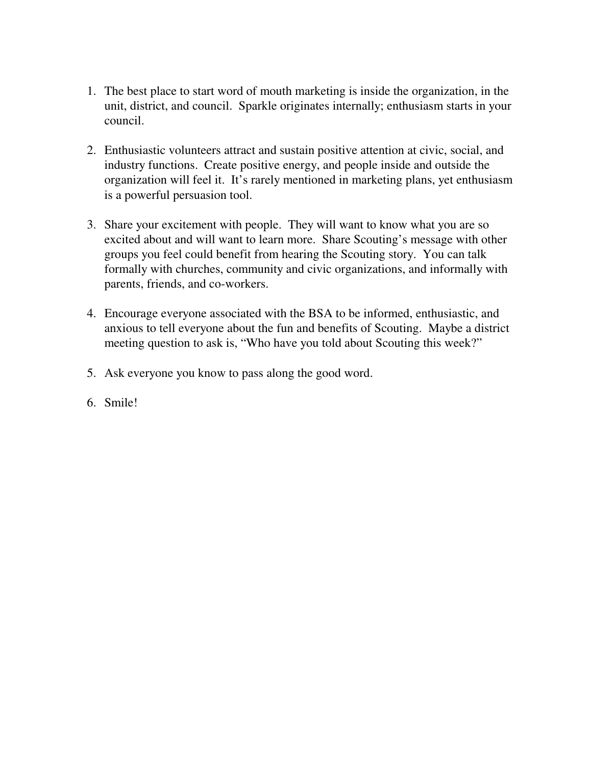1. The best place to start word of mouth marketing is inside the organization, in the unit, district, and council. Sparkle originates internally; enthusiasm starts in your council.

2. Enthusiastic volunteers attract and sustain positive attention at civic, social, and industry functions. Create positive energy, and people inside and outside the organization will feel it. It's rarely mentioned in marketing plans, yet enthusiasm is a powerful persuasion tool.

3. Share your excitement with people. They will want to know what you are so excited about and will want to learn more. Share Scouting's message with other groups you feel could benefit from hearing the Scouting story. You can talk formally with churches, community and civic organizations, and informally with parents, friends, and co-workers.

4. Encourage everyone associated with the BSA to be informed, enthusiastic, and anxious to tell everyone about the fun and benefits of Scouting. Maybe a district meeting question to ask is, "Who have you told about Scouting this week?"

5. Ask everyone you know to pass along the good word.

6. Smile!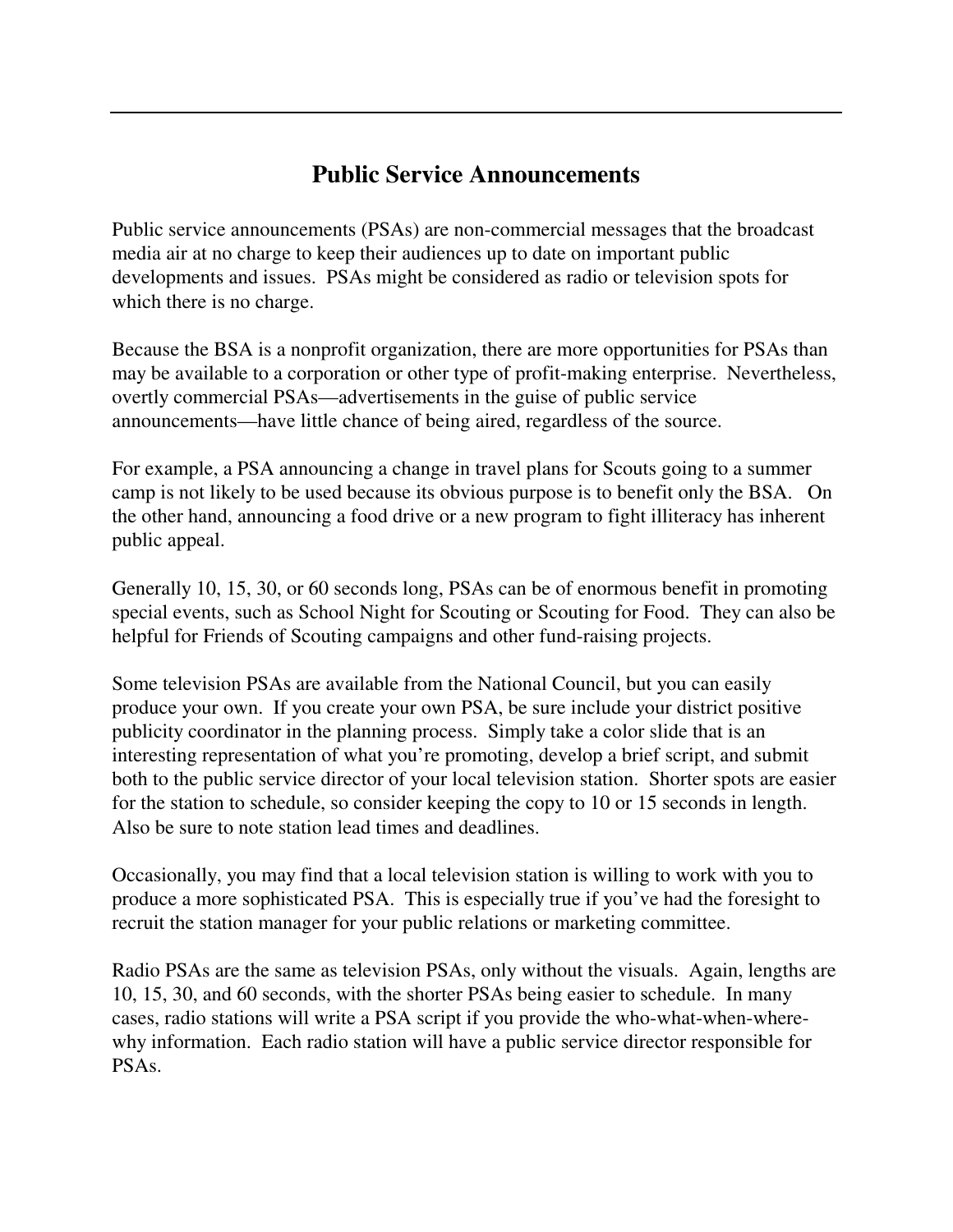# Public Service Announcements

Public service announcements (PSAs) are non-commercial messages that the broadcast media air at no charge to keep their audiences up to date on important public developments and issues. PSAs might be considered as radio or television spots for which there is no charge.

Because the BSA is a nonprofit organization, there are more opportunities for PSAs than may be available to a corporation or other type of profit-making enterprise. Nevertheless, overtly commercial PSAs—advertisements in the guise of public service announcements—have little chance of being aired, regardless of the source.

For example, a PSA announcing a change in travel plans for Scouts going to a summer camp is not likely to be used because its obvious purpose is to benefit only the BSA. On the other hand, announcing a food drive or a new program to fight illiteracy has inherent public appeal.

Generally 10, 15, 30, or 60 seconds long, PSAs can be of enormous benefit in promoting special events, such as School Night for Scouting or Scouting for Food. They can also be helpful for Friends of Scouting campaigns and other fund-raising projects.

Some television PSAs are available from the National Council, but you can easily produce your own. If you create your own PSA, be sure include your district positive publicity coordinator in the planning process. Simply take a color slide that is an interesting representation of what you're promoting, develop a brief script, and submit both to the public service director of your local television station. Shorter spots are easier for the station to schedule, so consider keeping the copy to 10 or 15 seconds in length. Also be sure to note station lead times and deadlines.

Occasionally, you may find that a local television station is willing to work with you to produce a more sophisticated PSA. This is especially true if you've had the foresight to recruit the station manager for your public relations or marketing committee.

Radio PSAs are the same as television PSAs, only without the visuals. Again, lengths are 10, 15, 30, and 60 seconds, with the shorter PSAs being easier to schedule. In many cases, radio stations will write a PSA script if you provide the who-what-when-where-why information. Each radio station will have a public service director responsible for PSAs.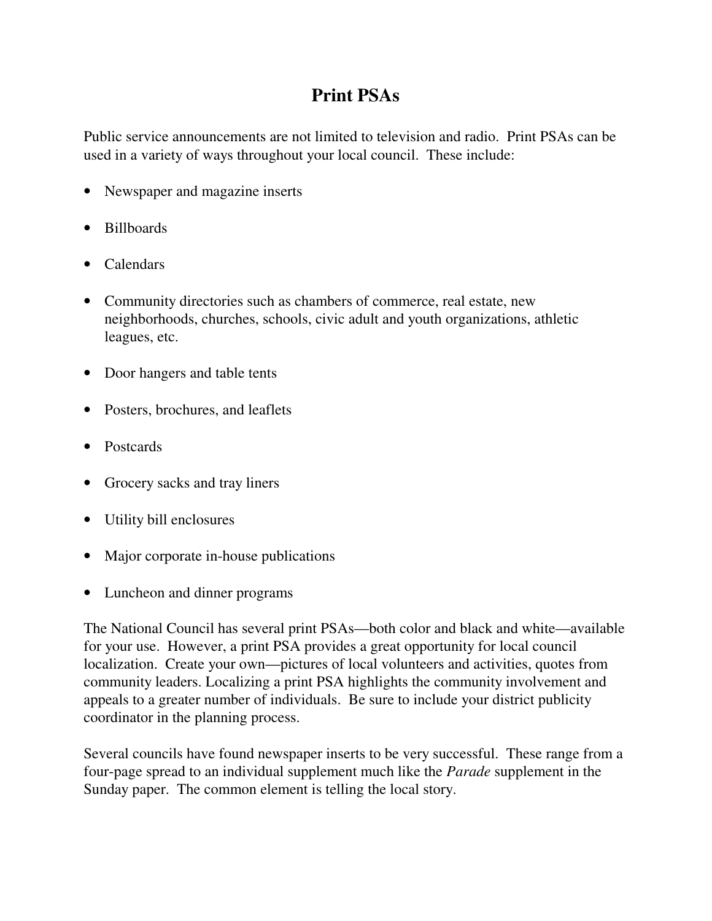# Print PSAs

Public service announcements are not limited to television and radio. Print PSAs can be used in a variety of ways throughout your local council. These include:

- Newspaper and magazine inserts
- Billboards
- Calendars
- Community directories such as chambers of commerce, real estate, new neighborhoods, churches, schools, civic adult and youth organizations, athletic leagues, etc.
- Door hangers and table tents
- Posters, brochures, and leaflets
- Postcards
- Grocery sacks and tray liners
- Utility bill enclosures
- Major corporate in-house publications
- Luncheon and dinner programs

The National Council has several print PSAs—both color and black and white—available for your use. However, a print PSA provides a great opportunity for local council localization. Create your own—pictures of local volunteers and activities, quotes from community leaders. Localizing a print PSA highlights the community involvement and appeals to a greater number of individuals. Be sure to include your district publicity coordinator in the planning process.

Several councils have found newspaper inserts to be very successful. These range from a four-page spread to an individual supplement much like the *Parade* supplement in the Sunday paper. The common element is telling the local story.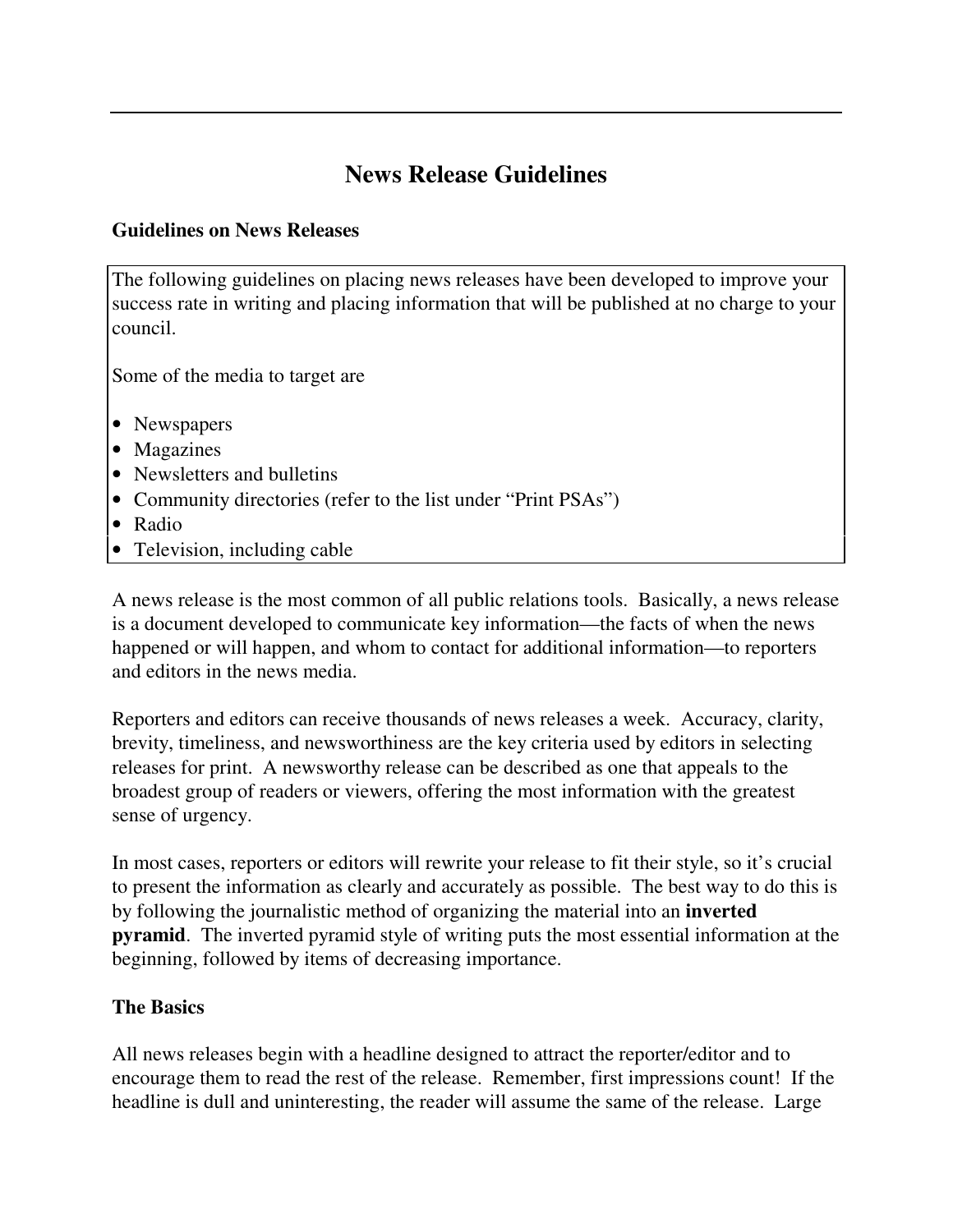# News Release Guidelines

## Guidelines on News Releases

The following guidelines on placing news releases have been developed to improve your success rate in writing and placing information that will be published at no charge to your council.

Some of the media to target are

- Newspapers
- Magazines
- Newsletters and bulletins
- Community directories (refer to the list under "Print PSAs")
- Radio
- Television, including cable

A news release is the most common of all public relations tools. Basically, a news release is a document developed to communicate key information—the facts of when the news happened or will happen, and whom to contact for additional information—to reporters and editors in the news media.

Reporters and editors can receive thousands of news releases a week. Accuracy, clarity, brevity, timeliness, and newsworthiness are the key criteria used by editors in selecting releases for print. A newsworthy release can be described as one that appeals to the broadest group of readers or viewers, offering the most information with the greatest sense of urgency.

In most cases, reporters or editors will rewrite your release to fit their style, so it's crucial to present the information as clearly and accurately as possible. The best way to do this is by following the journalistic method of organizing the material into an **inverted pyramid**. The inverted pyramid style of writing puts the most essential information at the beginning, followed by items of decreasing importance.

## The Basics

All news releases begin with a headline designed to attract the reporter/editor and to encourage them to read the rest of the release. Remember, first impressions count! If the headline is dull and uninteresting, the reader will assume the same of the release. Large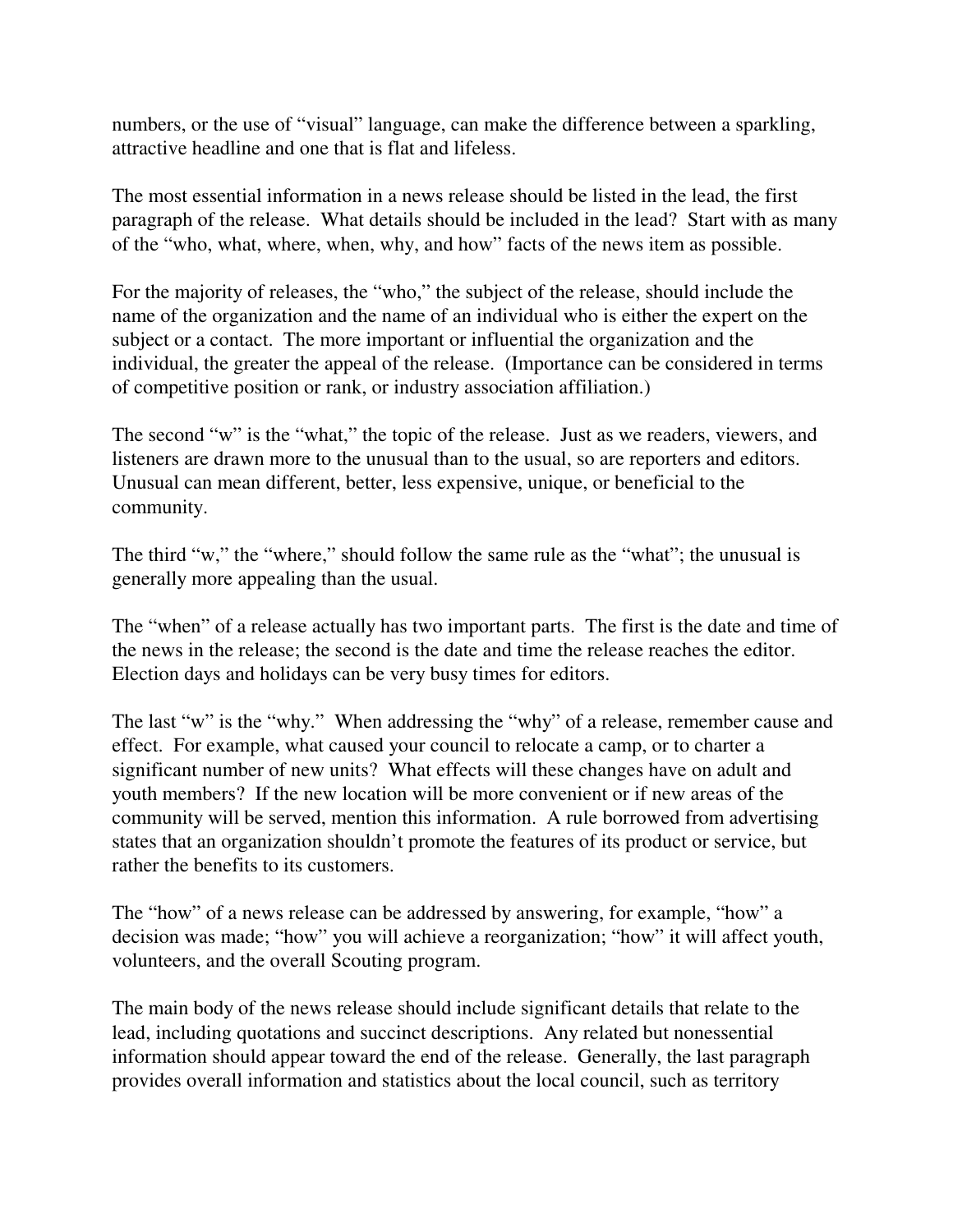numbers, or the use of "visual" language, can make the difference between a sparkling, attractive headline and one that is flat and lifeless.

The most essential information in a news release should be listed in the lead, the first paragraph of the release. What details should be included in the lead? Start with as many of the "who, what, where, when, why, and how" facts of the news item as possible.

For the majority of releases, the "who," the subject of the release, should include the name of the organization and the name of an individual who is either the expert on the subject or a contact. The more important or influential the organization and the individual, the greater the appeal of the release. (Importance can be considered in terms of competitive position or rank, or industry association affiliation.)

The second "w" is the "what," the topic of the release. Just as we readers, viewers, and listeners are drawn more to the unusual than to the usual, so are reporters and editors. Unusual can mean different, better, less expensive, unique, or beneficial to the community.

The third "w," the "where," should follow the same rule as the "what"; the unusual is generally more appealing than the usual.

The "when" of a release actually has two important parts. The first is the date and time of the news in the release; the second is the date and time the release reaches the editor. Election days and holidays can be very busy times for editors.

The last "w" is the "why." When addressing the "why" of a release, remember cause and effect. For example, what caused your council to relocate a camp, or to charter a significant number of new units? What effects will these changes have on adult and youth members? If the new location will be more convenient or if new areas of the community will be served, mention this information. A rule borrowed from advertising states that an organization shouldn't promote the features of its product or service, but rather the benefits to its customers.

The "how" of a news release can be addressed by answering, for example, "how" a decision was made; "how" you will achieve a reorganization; "how" it will affect youth, volunteers, and the overall Scouting program.

The main body of the news release should include significant details that relate to the lead, including quotations and succinct descriptions. Any related but nonessential information should appear toward the end of the release. Generally, the last paragraph provides overall information and statistics about the local council, such as territory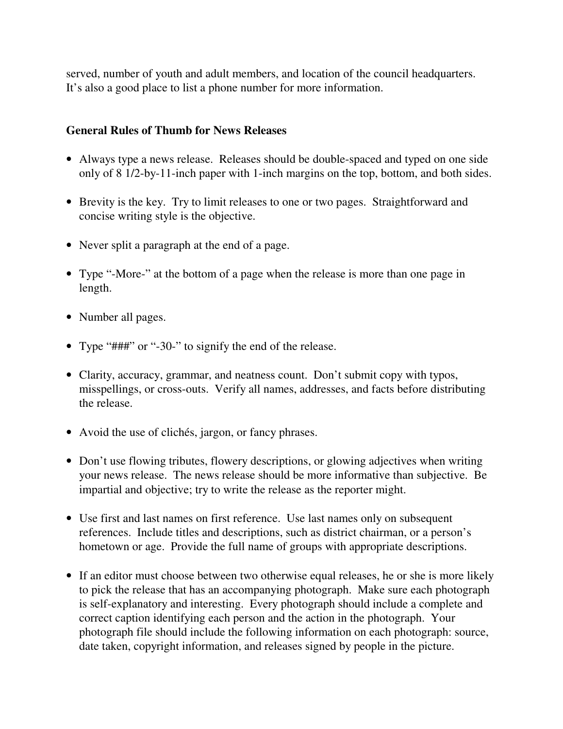served, number of youth and adult members, and location of the council headquarters. It's also a good place to list a phone number for more information.

**General Rules of Thumb for News Releases**

- Always type a news release. Releases should be double-spaced and typed on one side only of 8 1/2-by-11-inch paper with 1-inch margins on the top, bottom, and both sides.
- Brevity is the key. Try to limit releases to one or two pages. Straightforward and concise writing style is the objective.
- Never split a paragraph at the end of a page.
- Type "-More-" at the bottom of a page when the release is more than one page in length.
- Number all pages.
- Type "###" or "-30-" to signify the end of the release.
- Clarity, accuracy, grammar, and neatness count. Don't submit copy with typos, misspellings, or cross-outs. Verify all names, addresses, and facts before distributing the release.
- Avoid the use of clichés, jargon, or fancy phrases.
- Don't use flowing tributes, flowery descriptions, or glowing adjectives when writing your news release. The news release should be more informative than subjective. Be impartial and objective; try to write the release as the reporter might.
- Use first and last names on first reference. Use last names only on subsequent references. Include titles and descriptions, such as district chairman, or a person's hometown or age. Provide the full name of groups with appropriate descriptions.
- If an editor must choose between two otherwise equal releases, he or she is more likely to pick the release that has an accompanying photograph. Make sure each photograph is self-explanatory and interesting. Every photograph should include a complete and correct caption identifying each person and the action in the photograph. Your photograph file should include the following information on each photograph: source, date taken, copyright information, and releases signed by people in the picture.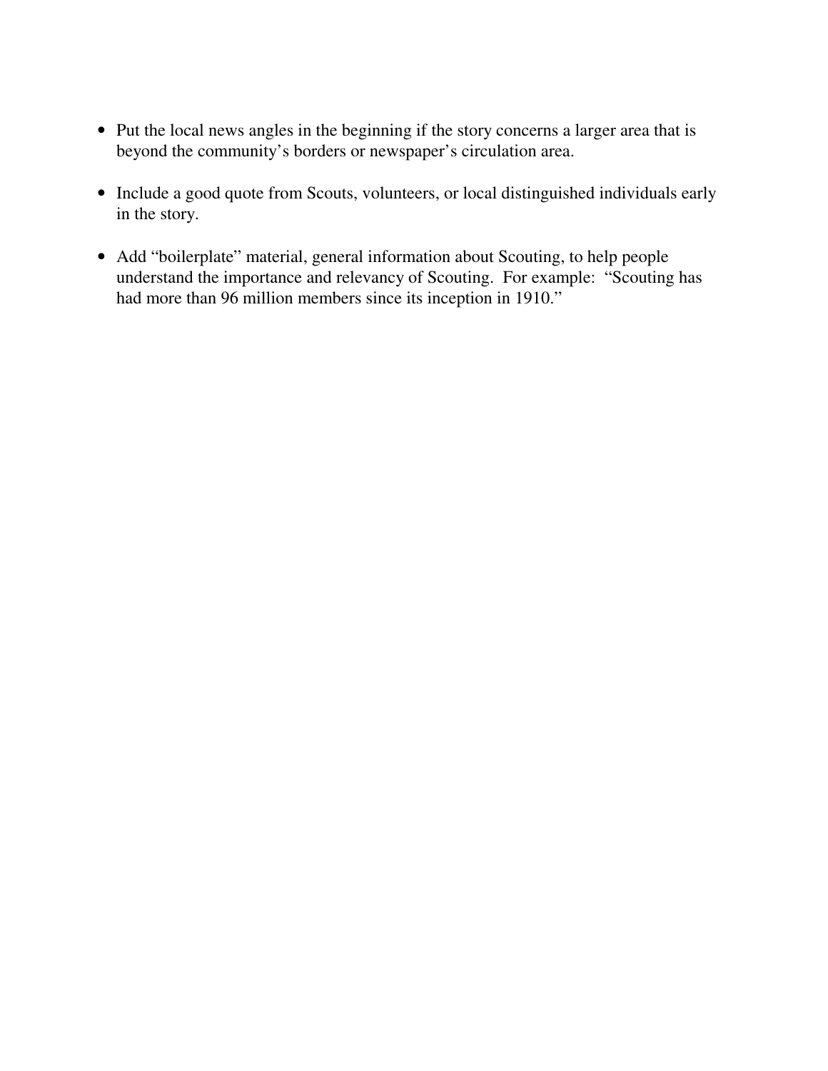- Put the local news angles in the beginning if the story concerns a larger area that is beyond the community's borders or newspaper's circulation area.

- Include a good quote from Scouts, volunteers, or local distinguished individuals early in the story.

- Add "boilerplate" material, general information about Scouting, to help people understand the importance and relevancy of Scouting. For example: "Scouting has had more than 96 million members since its inception in 1910."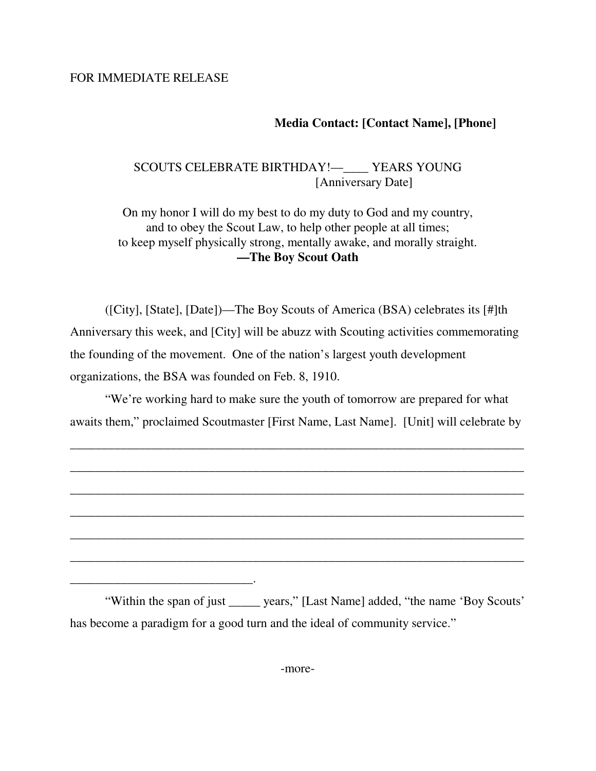FOR IMMEDIATE RELEASE

**Media Contact: [Contact Name], [Phone]**

SCOUTS CELEBRATE BIRTHDAY!—____ YEARS YOUNG
[Anniversary Date]

On my honor I will do my best to do my duty to God and my country,
and to obey the Scout Law, to help other people at all times;
to keep myself physically strong, mentally awake, and morally straight.
**—The Boy Scout Oath**

([City], [State], [Date])—The Boy Scouts of America (BSA) celebrates its [#]th Anniversary this week, and [City] will be abuzz with Scouting activities commemorating the founding of the movement. One of the nation's largest youth development organizations, the BSA was founded on Feb. 8, 1910.

"We're working hard to make sure the youth of tomorrow are prepared for what awaits them," proclaimed Scoutmaster [First Name, Last Name]. [Unit] will celebrate by

___________________________________________________________________________

___________________________________________________________________________

___________________________________________________________________________

___________________________________________________________________________

___________________________________________________________________________

___________________________________________________________________________

_____________________________.

"Within the span of just _____ years," [Last Name] added, "the name 'Boy Scouts' has become a paradigm for a good turn and the ideal of community service."

-more-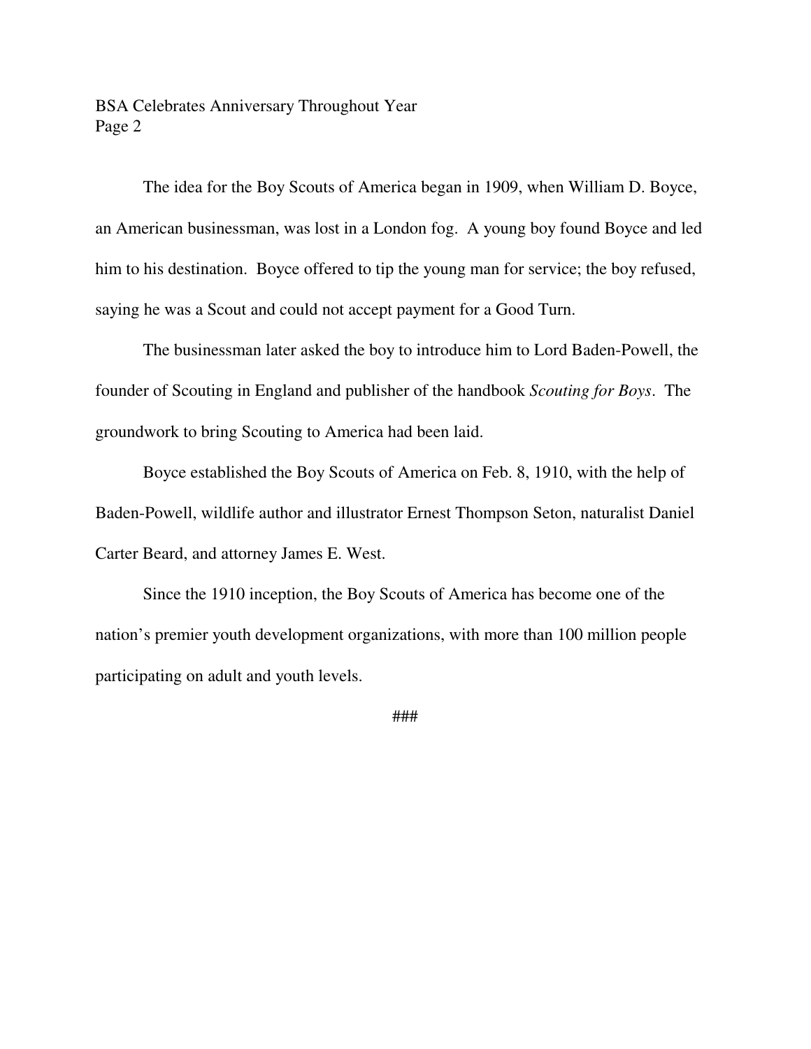The idea for the Boy Scouts of America began in 1909, when William D. Boyce, an American businessman, was lost in a London fog. A young boy found Boyce and led him to his destination. Boyce offered to tip the young man for service; the boy refused, saying he was a Scout and could not accept payment for a Good Turn.

The businessman later asked the boy to introduce him to Lord Baden-Powell, the founder of Scouting in England and publisher of the handbook *Scouting for Boys*. The groundwork to bring Scouting to America had been laid.

Boyce established the Boy Scouts of America on Feb. 8, 1910, with the help of Baden-Powell, wildlife author and illustrator Ernest Thompson Seton, naturalist Daniel Carter Beard, and attorney James E. West.

Since the 1910 inception, the Boy Scouts of America has become one of the nation's premier youth development organizations, with more than 100 million people participating on adult and youth levels.

###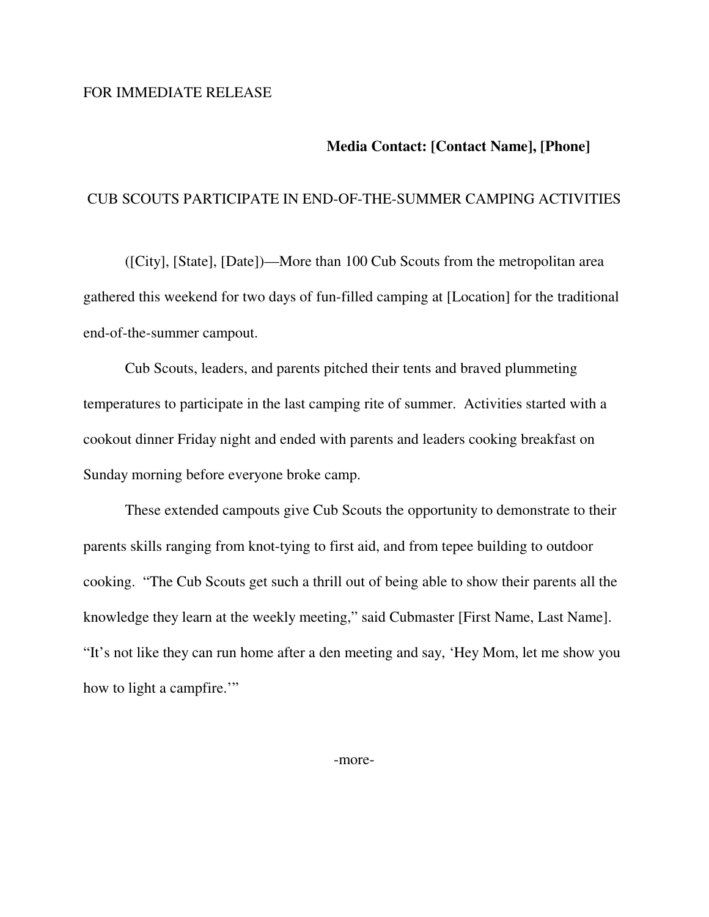FOR IMMEDIATE RELEASE

**Media Contact: [Contact Name], [Phone]**

CUB SCOUTS PARTICIPATE IN END-OF-THE-SUMMER CAMPING ACTIVITIES

([City], [State], [Date])—More than 100 Cub Scouts from the metropolitan area gathered this weekend for two days of fun-filled camping at [Location] for the traditional end-of-the-summer campout.

Cub Scouts, leaders, and parents pitched their tents and braved plummeting temperatures to participate in the last camping rite of summer. Activities started with a cookout dinner Friday night and ended with parents and leaders cooking breakfast on Sunday morning before everyone broke camp.

These extended campouts give Cub Scouts the opportunity to demonstrate to their parents skills ranging from knot-tying to first aid, and from tepee building to outdoor cooking. "The Cub Scouts get such a thrill out of being able to show their parents all the knowledge they learn at the weekly meeting," said Cubmaster [First Name, Last Name]. "It's not like they can run home after a den meeting and say, 'Hey Mom, let me show you how to light a campfire.'"

-more-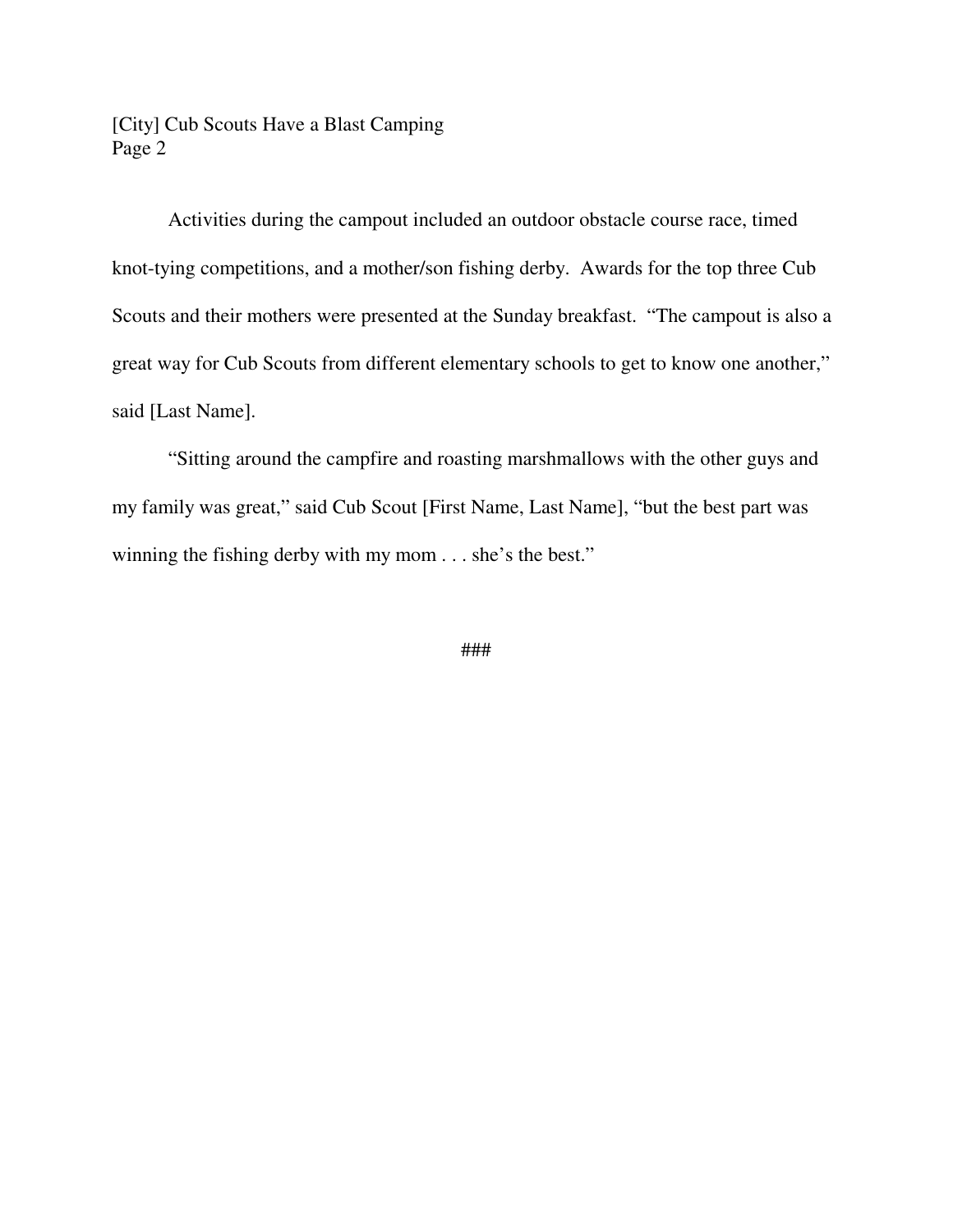Activities during the campout included an outdoor obstacle course race, timed knot-tying competitions, and a mother/son fishing derby.  Awards for the top three Cub Scouts and their mothers were presented at the Sunday breakfast.  "The campout is also a great way for Cub Scouts from different elementary schools to get to know one another," said [Last Name].

"Sitting around the campfire and roasting marshmallows with the other guys and my family was great," said Cub Scout [First Name, Last Name], "but the best part was winning the fishing derby with my mom . . . she's the best."

###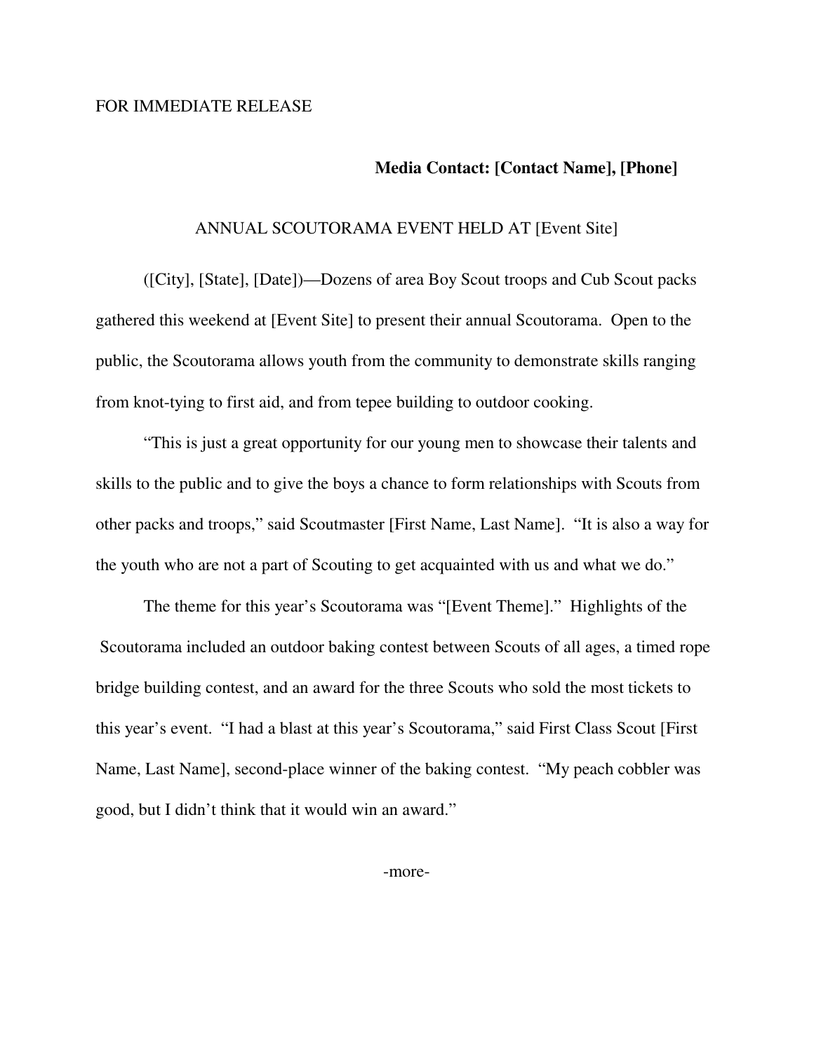FOR IMMEDIATE RELEASE

**Media Contact: [Contact Name], [Phone]**

ANNUAL SCOUTORAMA EVENT HELD AT [Event Site]

([City], [State], [Date])—Dozens of area Boy Scout troops and Cub Scout packs gathered this weekend at [Event Site] to present their annual Scoutorama. Open to the public, the Scoutorama allows youth from the community to demonstrate skills ranging from knot-tying to first aid, and from tepee building to outdoor cooking.

"This is just a great opportunity for our young men to showcase their talents and skills to the public and to give the boys a chance to form relationships with Scouts from other packs and troops," said Scoutmaster [First Name, Last Name]. "It is also a way for the youth who are not a part of Scouting to get acquainted with us and what we do."

The theme for this year's Scoutorama was "[Event Theme]." Highlights of the Scoutorama included an outdoor baking contest between Scouts of all ages, a timed rope bridge building contest, and an award for the three Scouts who sold the most tickets to this year's event. "I had a blast at this year's Scoutorama," said First Class Scout [First Name, Last Name], second-place winner of the baking contest. "My peach cobbler was good, but I didn't think that it would win an award."

-more-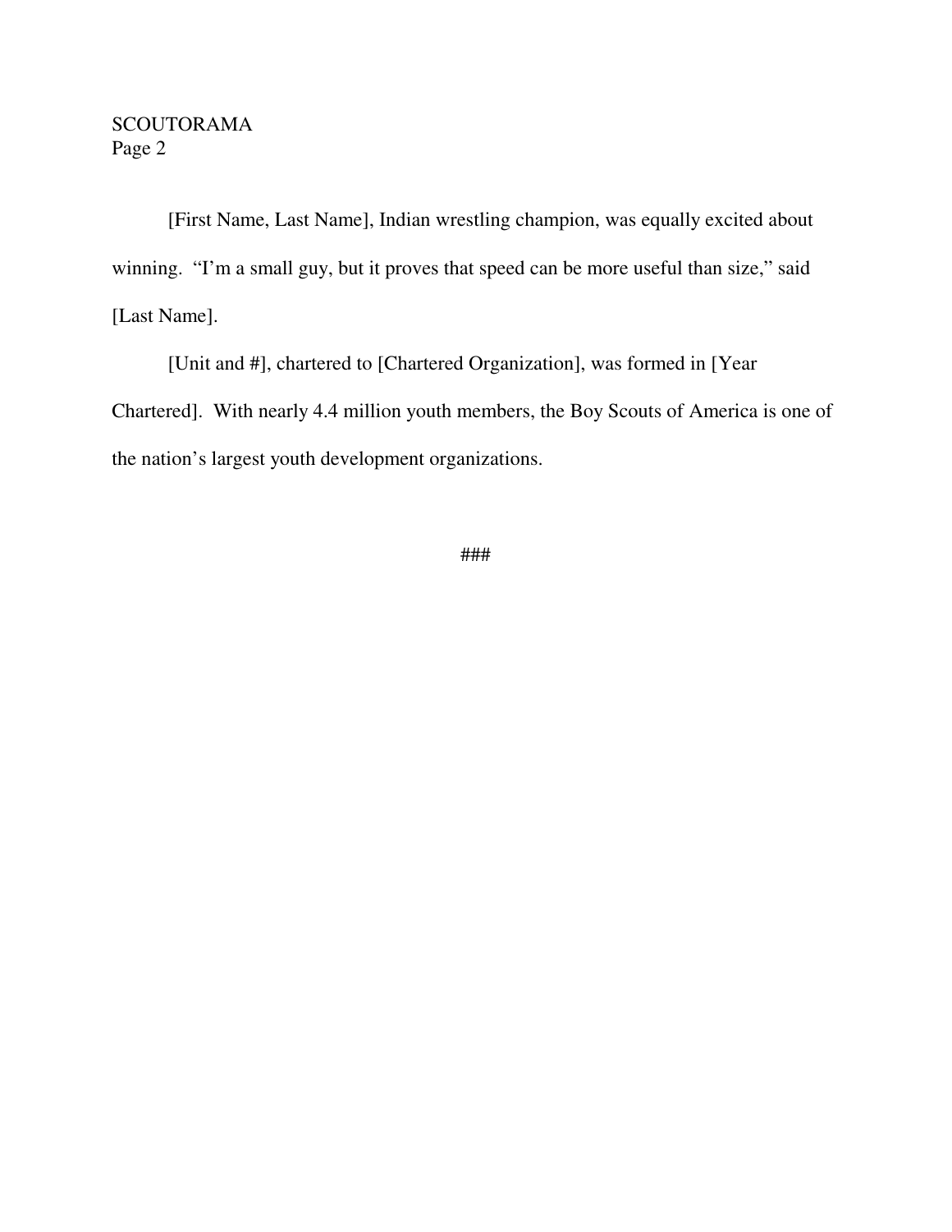[First Name, Last Name], Indian wrestling champion, was equally excited about winning. “I’m a small guy, but it proves that speed can be more useful than size,” said [Last Name].

[Unit and #], chartered to [Chartered Organization], was formed in [Year Chartered]. With nearly 4.4 million youth members, the Boy Scouts of America is one of the nation’s largest youth development organizations.

###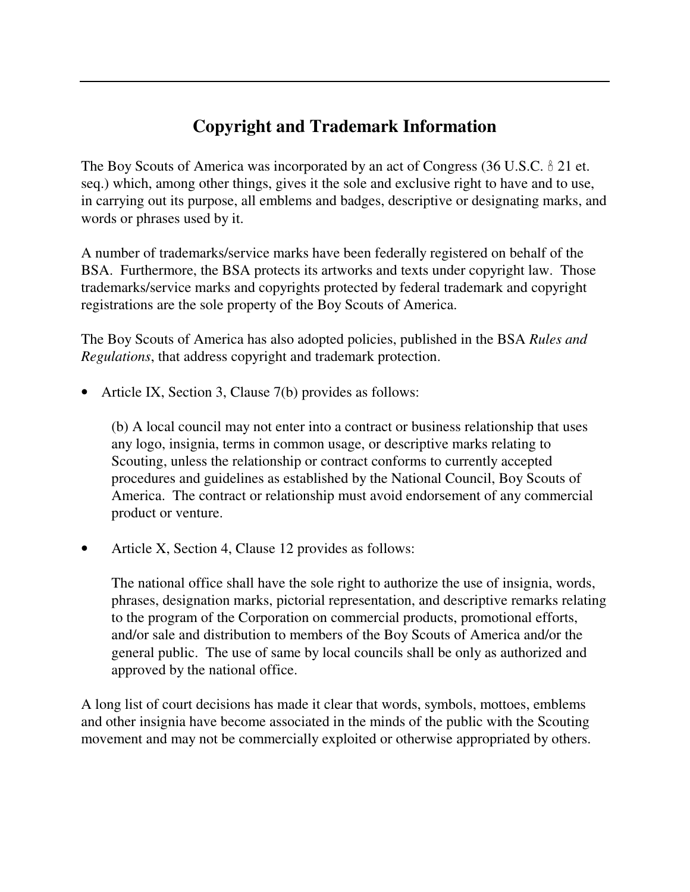---

## Copyright and Trademark Information

The Boy Scouts of America was incorporated by an act of Congress (36 U.S.C. § 21 et. seq.) which, among other things, gives it the sole and exclusive right to have and to use, in carrying out its purpose, all emblems and badges, descriptive or designating marks, and words or phrases used by it.

A number of trademarks/service marks have been federally registered on behalf of the BSA. Furthermore, the BSA protects its artworks and texts under copyright law. Those trademarks/service marks and copyrights protected by federal trademark and copyright registrations are the sole property of the Boy Scouts of America.

The Boy Scouts of America has also adopted policies, published in the BSA *Rules and Regulations*, that address copyright and trademark protection.

- Article IX, Section 3, Clause 7(b) provides as follows:

  (b) A local council may not enter into a contract or business relationship that uses any logo, insignia, terms in common usage, or descriptive marks relating to Scouting, unless the relationship or contract conforms to currently accepted procedures and guidelines as established by the National Council, Boy Scouts of America. The contract or relationship must avoid endorsement of any commercial product or venture.

- Article X, Section 4, Clause 12 provides as follows:

  The national office shall have the sole right to authorize the use of insignia, words, phrases, designation marks, pictorial representation, and descriptive remarks relating to the program of the Corporation on commercial products, promotional efforts, and/or sale and distribution to members of the Boy Scouts of America and/or the general public. The use of same by local councils shall be only as authorized and approved by the national office.

A long list of court decisions has made it clear that words, symbols, mottoes, emblems and other insignia have become associated in the minds of the public with the Scouting movement and may not be commercially exploited or otherwise appropriated by others.